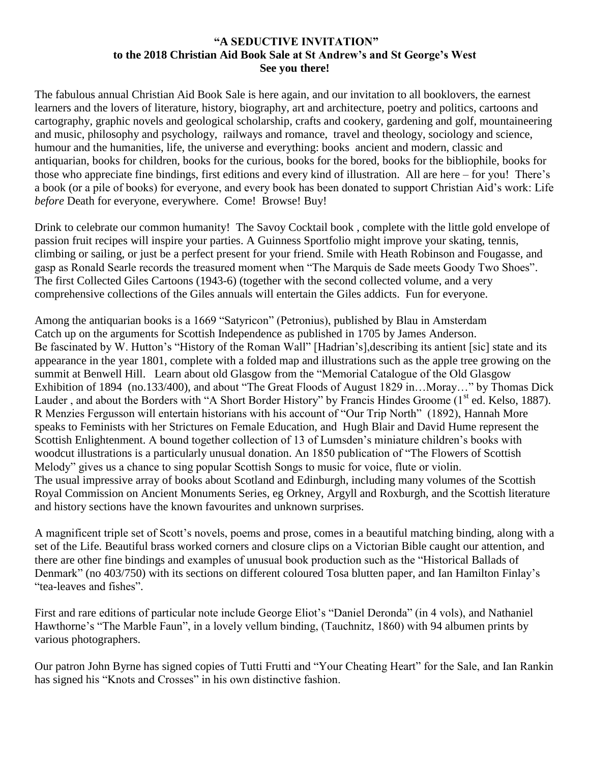**"A SEDUCTIVE INVITATION"**
**to the 2018 Christian Aid Book Sale at St Andrew's and St George's West**
**See you there!**

The fabulous annual Christian Aid Book Sale is here again, and our invitation to all booklovers, the earnest learners and the lovers of literature, history, biography, art and architecture, poetry and politics, cartoons and cartography, graphic novels and geological scholarship, crafts and cookery, gardening and golf, mountaineering and music, philosophy and psychology, railways and romance, travel and theology, sociology and science, humour and the humanities, life, the universe and everything: books ancient and modern, classic and antiquarian, books for children, books for the curious, books for the bored, books for the bibliophile, books for those who appreciate fine bindings, first editions and every kind of illustration. All are here – for you! There's a book (or a pile of books) for everyone, and every book has been donated to support Christian Aid's work: Life *before* Death for everyone, everywhere. Come! Browse! Buy!

Drink to celebrate our common humanity! The Savoy Cocktail book , complete with the little gold envelope of passion fruit recipes will inspire your parties. A Guinness Sportfolio might improve your skating, tennis, climbing or sailing, or just be a perfect present for your friend. Smile with Heath Robinson and Fougasse, and gasp as Ronald Searle records the treasured moment when "The Marquis de Sade meets Goody Two Shoes". The first Collected Giles Cartoons (1943-6) (together with the second collected volume, and a very comprehensive collections of the Giles annuals will entertain the Giles addicts. Fun for everyone.

Among the antiquarian books is a 1669 "Satyricon" (Petronius), published by Blau in Amsterdam
Catch up on the arguments for Scottish Independence as published in 1705 by James Anderson.
Be fascinated by W. Hutton's "History of the Roman Wall" [Hadrian's],describing its antient [sic] state and its appearance in the year 1801, complete with a folded map and illustrations such as the apple tree growing on the summit at Benwell Hill. Learn about old Glasgow from the "Memorial Catalogue of the Old Glasgow Exhibition of 1894 (no.133/400), and about "The Great Floods of August 1829 in…Moray…" by Thomas Dick Lauder , and about the Borders with "A Short Border History" by Francis Hindes Groome (1st ed. Kelso, 1887). R Menzies Fergusson will entertain historians with his account of "Our Trip North" (1892), Hannah More speaks to Feminists with her Strictures on Female Education, and Hugh Blair and David Hume represent the Scottish Enlightenment. A bound together collection of 13 of Lumsden's miniature children's books with woodcut illustrations is a particularly unusual donation. An 1850 publication of "The Flowers of Scottish Melody" gives us a chance to sing popular Scottish Songs to music for voice, flute or violin.
The usual impressive array of books about Scotland and Edinburgh, including many volumes of the Scottish Royal Commission on Ancient Monuments Series, eg Orkney, Argyll and Roxburgh, and the Scottish literature and history sections have the known favourites and unknown surprises.

A magnificent triple set of Scott's novels, poems and prose, comes in a beautiful matching binding, along with a set of the Life. Beautiful brass worked corners and closure clips on a Victorian Bible caught our attention, and there are other fine bindings and examples of unusual book production such as the "Historical Ballads of Denmark" (no 403/750) with its sections on different coloured Tosa blutten paper, and Ian Hamilton Finlay's "tea-leaves and fishes".

First and rare editions of particular note include George Eliot's "Daniel Deronda" (in 4 vols), and Nathaniel Hawthorne's "The Marble Faun", in a lovely vellum binding, (Tauchnitz, 1860) with 94 albumen prints by various photographers.

Our patron John Byrne has signed copies of Tutti Frutti and "Your Cheating Heart" for the Sale, and Ian Rankin has signed his "Knots and Crosses" in his own distinctive fashion.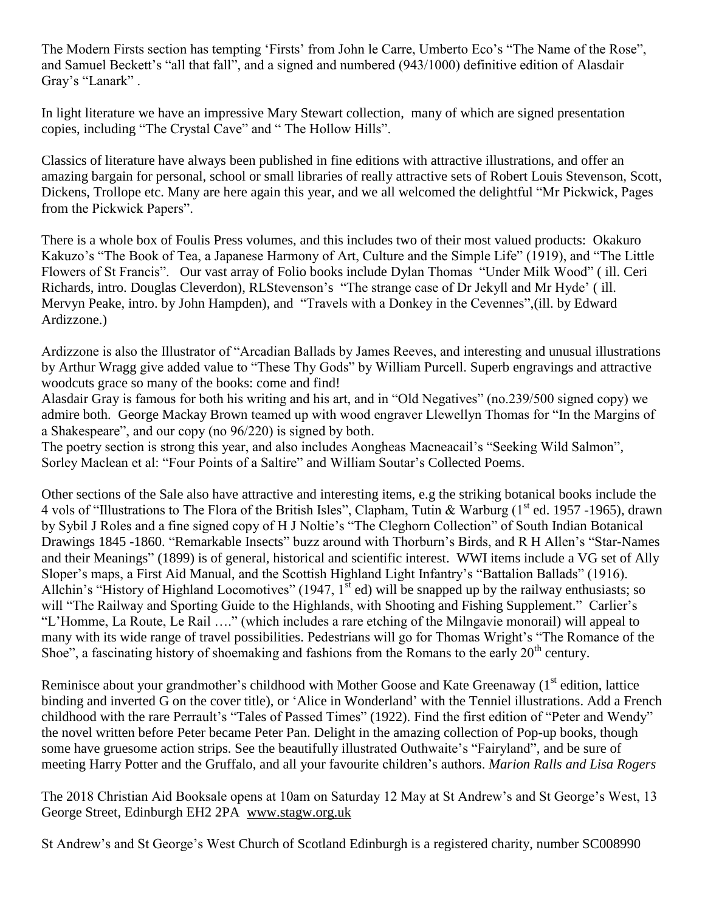The Modern Firsts section has tempting 'Firsts' from John le Carre, Umberto Eco's "The Name of the Rose", and Samuel Beckett's "all that fall", and a signed and numbered (943/1000) definitive edition of Alasdair Gray's "Lanark" .

In light literature we have an impressive Mary Stewart collection, many of which are signed presentation copies, including "The Crystal Cave" and " The Hollow Hills".

Classics of literature have always been published in fine editions with attractive illustrations, and offer an amazing bargain for personal, school or small libraries of really attractive sets of Robert Louis Stevenson, Scott, Dickens, Trollope etc. Many are here again this year, and we all welcomed the delightful "Mr Pickwick, Pages from the Pickwick Papers".

There is a whole box of Foulis Press volumes, and this includes two of their most valued products: Okakuro Kakuzo's "The Book of Tea, a Japanese Harmony of Art, Culture and the Simple Life" (1919), and "The Little Flowers of St Francis". Our vast array of Folio books include Dylan Thomas "Under Milk Wood" ( ill. Ceri Richards, intro. Douglas Cleverdon), RLStevenson's "The strange case of Dr Jekyll and Mr Hyde' ( ill. Mervyn Peake, intro. by John Hampden), and "Travels with a Donkey in the Cevennes",(ill. by Edward Ardizzone.)

Ardizzone is also the Illustrator of "Arcadian Ballads by James Reeves, and interesting and unusual illustrations by Arthur Wragg give added value to "These Thy Gods" by William Purcell. Superb engravings and attractive woodcuts grace so many of the books: come and find!
Alasdair Gray is famous for both his writing and his art, and in "Old Negatives" (no.239/500 signed copy) we admire both. George Mackay Brown teamed up with wood engraver Llewellyn Thomas for "In the Margins of a Shakespeare", and our copy (no 96/220) is signed by both.
The poetry section is strong this year, and also includes Aongheas Macneacail's "Seeking Wild Salmon", Sorley Maclean et al: "Four Points of a Saltire" and William Soutar's Collected Poems.

Other sections of the Sale also have attractive and interesting items, e.g the striking botanical books include the 4 vols of "Illustrations to The Flora of the British Isles", Clapham, Tutin & Warburg (1st ed. 1957 -1965), drawn by Sybil J Roles and a fine signed copy of H J Noltie's "The Cleghorn Collection" of South Indian Botanical Drawings 1845 -1860. "Remarkable Insects" buzz around with Thorburn's Birds, and R H Allen's "Star-Names and their Meanings" (1899) is of general, historical and scientific interest. WWI items include a VG set of Ally Sloper's maps, a First Aid Manual, and the Scottish Highland Light Infantry's "Battalion Ballads" (1916). Allchin's "History of Highland Locomotives" (1947, 1st ed) will be snapped up by the railway enthusiasts; so will "The Railway and Sporting Guide to the Highlands, with Shooting and Fishing Supplement." Carlier's "L'Homme, La Route, Le Rail …." (which includes a rare etching of the Milngavie monorail) will appeal to many with its wide range of travel possibilities. Pedestrians will go for Thomas Wright's "The Romance of the Shoe", a fascinating history of shoemaking and fashions from the Romans to the early 20th century.

Reminisce about your grandmother's childhood with Mother Goose and Kate Greenaway (1st edition, lattice binding and inverted G on the cover title), or 'Alice in Wonderland' with the Tenniel illustrations. Add a French childhood with the rare Perrault's "Tales of Passed Times" (1922). Find the first edition of "Peter and Wendy" the novel written before Peter became Peter Pan. Delight in the amazing collection of Pop-up books, though some have gruesome action strips. See the beautifully illustrated Outhwaite's "Fairyland", and be sure of meeting Harry Potter and the Gruffalo, and all your favourite children's authors. *Marion Ralls and Lisa Rogers*

The 2018 Christian Aid Booksale opens at 10am on Saturday 12 May at St Andrew's and St George's West, 13 George Street, Edinburgh EH2 2PA www.stagw.org.uk

St Andrew's and St George's West Church of Scotland Edinburgh is a registered charity, number SC008990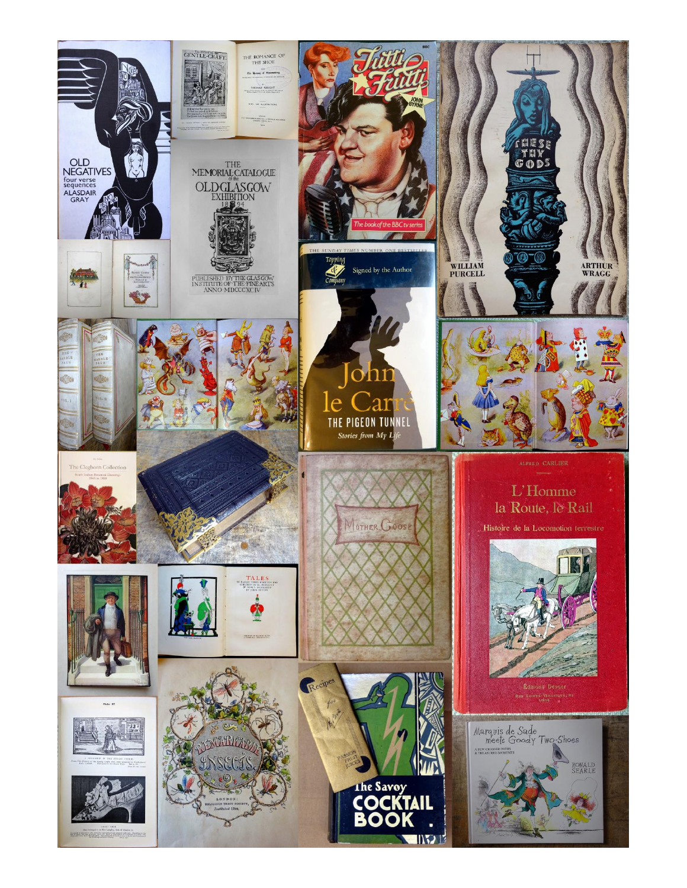OLD NEGATIVES
four verse sequences
ALASDAIR GRAY

THE ROMANCE OF THE SHOE

THE MEMORIAL CATALOGUE of the OLD GLASGOW EXHIBITION 1894

PUBLISHED BY THE GLASGOW INSTITUTE OF THE FINE ARTS ANNO MDCCCXCIV

Tutti Frutti

JOHN BYRNE

The book of the BBC tv series

THESE THY GODS

WILLIAM PURCELL

ARTHUR WRAGG

THE SUNDAY TIMES NUMBER ONE BESTSELLER

Topping & Company

Signed by the Author

John le Carré

THE PIGEON TUNNEL

Stories from My Life

The Cleghorn Collection

Mother Goose

ALFRED CARLIER

L'Homme la Route, le Rail

Histoire de la Locomotion terrestre

TALES

REMARKABLE INSECTS.

LONDON:
RELIGIOUS TRACT SOCIETY,
Instituted 1799.

Recipes

The Savoy COCKTAIL BOOK

Marquis de Sade meets Goody Two-Shoes

RONALD SEARLE